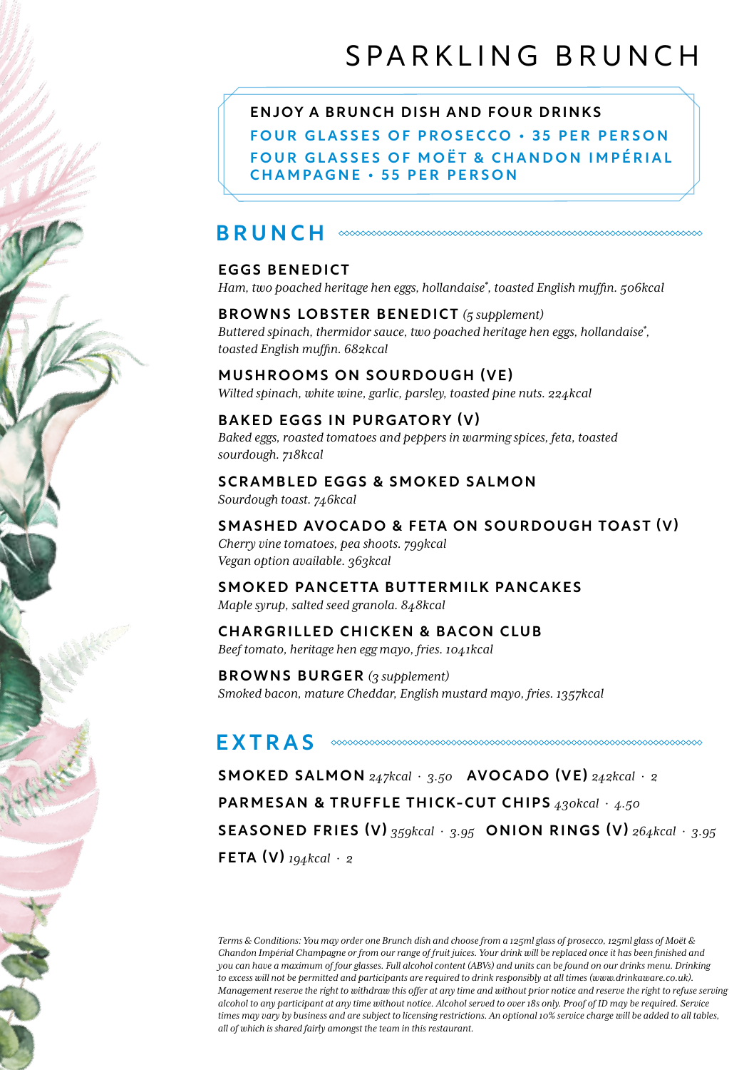# SPARKLING BRUNCH

**ENJOY A BRUNCH DISH AND FOUR DRINKS**

**FOUR GLASSES OF PROSECCO • 35 PER PERSON**

**FOUR GLASSES OF MOËT & CHANDON IMPÉRIAL CHAMPAGNE • 55 PER PERSON**

## BRUNCH

**EGGS BENEDICT**
*Ham, two poached heritage hen eggs, hollandaise*, toasted English muffin. 506kcal*

**BROWNS LOBSTER BENEDICT** *(5 supplement)*
*Buttered spinach, thermidor sauce, two poached heritage hen eggs, hollandaise*, toasted English muffin. 682kcal*

**MUSHROOMS ON SOURDOUGH (VE)**
*Wilted spinach, white wine, garlic, parsley, toasted pine nuts. 224kcal*

**BAKED EGGS IN PURGATORY (V)**
*Baked eggs, roasted tomatoes and peppers in warming spices, feta, toasted sourdough. 718kcal*

**SCRAMBLED EGGS & SMOKED SALMON**
*Sourdough toast. 746kcal*

**SMASHED AVOCADO & FETA ON SOURDOUGH TOAST (V)**
*Cherry vine tomatoes, pea shoots. 799kcal*
*Vegan option available. 363kcal*

**SMOKED PANCETTA BUTTERMILK PANCAKES**
*Maple syrup, salted seed granola. 848kcal*

**CHARGRILLED CHICKEN & BACON CLUB**
*Beef tomato, heritage hen egg mayo, fries. 1041kcal*

**BROWNS BURGER** *(3 supplement)*
*Smoked bacon, mature Cheddar, English mustard mayo, fries. 1357kcal*

## EXTRAS

**SMOKED SALMON** *247kcal · 3.50* **AVOCADO (VE)** *242kcal · 2*

**PARMESAN & TRUFFLE THICK-CUT CHIPS** *430kcal · 4.50*

**SEASONED FRIES (V)** *359kcal · 3.95* **ONION RINGS (V)** *264kcal · 3.95*

**FETA (V)** *194kcal · 2*

*Terms & Conditions: You may order one Brunch dish and choose from a 125ml glass of prosecco, 125ml glass of Moët & Chandon Impérial Champagne or from our range of fruit juices. Your drink will be replaced once it has been finished and you can have a maximum of four glasses. Full alcohol content (ABVs) and units can be found on our drinks menu. Drinking to excess will not be permitted and participants are required to drink responsibly at all times (www.drinkaware.co.uk). Management reserve the right to withdraw this offer at any time and without prior notice and reserve the right to refuse serving alcohol to any participant at any time without notice. Alcohol served to over 18s only. Proof of ID may be required. Service times may vary by business and are subject to licensing restrictions. An optional 10% service charge will be added to all tables, all of which is shared fairly amongst the team in this restaurant.*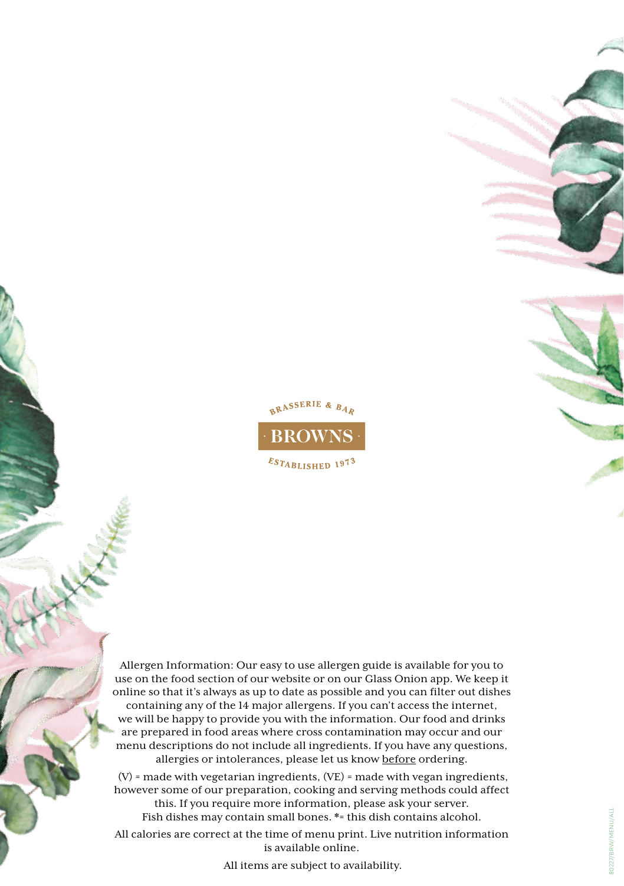BRASSERIE & BAR

BROWNS

ESTABLISHED 1973

Allergen Information: Our easy to use allergen guide is available for you to use on the food section of our website or on our Glass Onion app. We keep it online so that it's always as up to date as possible and you can filter out dishes containing any of the 14 major allergens. If you can't access the internet, we will be happy to provide you with the information. Our food and drinks are prepared in food areas where cross contamination may occur and our menu descriptions do not include all ingredients. If you have any questions, allergies or intolerances, please let us know before ordering.

(V) = made with vegetarian ingredients, (VE) = made with vegan ingredients, however some of our preparation, cooking and serving methods could affect this. If you require more information, please ask your server. Fish dishes may contain small bones. *= this dish contains alcohol.

All calories are correct at the time of menu print. Live nutrition information is available online.

All items are subject to availability.

80227/BRW/MENU/ALL